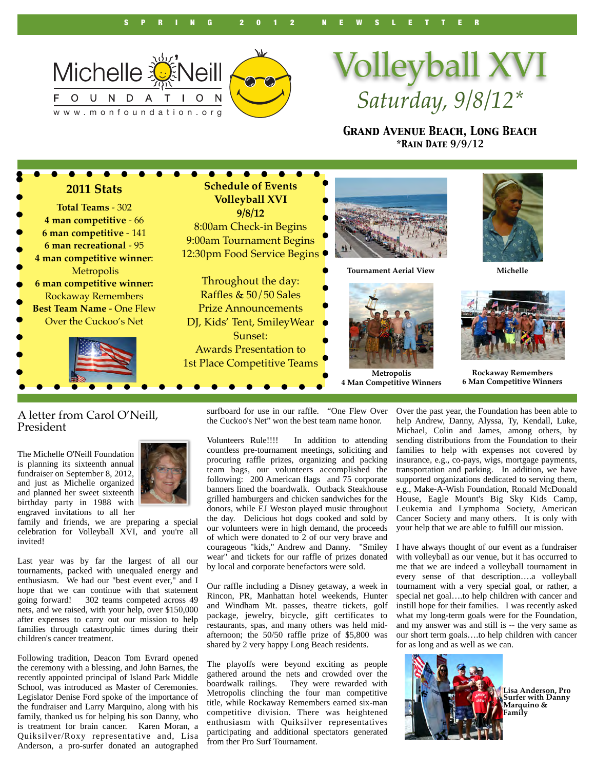SPRING 2012 NEWSLETTER

Michelle O'Neill FOUNDATION
www.monfoundation.org

# Volleyball XVI

*Saturday, 9/8/12**

**Grand Avenue Beach, Long Beach**
***Rain Date 9/9/12**

## 2011 Stats

**Total Teams** - 302
**4 man competitive** - 66
**6 man competitive** - 141
**6 man recreational** - 95
**4 man competitive winner**: Metropolis
**6 man competitive winner:** Rockaway Remembers
**Best Team Name** - One Flew Over the Cuckoo's Net

## Schedule of Events Volleyball XVI 9/8/12

8:00am Check-in Begins
9:00am Tournament Begins
12:30pm Food Service Begins

Throughout the day:
Raffles & 50/50 Sales
Prize Announcements
DJ, Kids' Tent, SmileyWear
Sunset:
Awards Presentation to 1st Place Competitive Teams

Tournament Aerial View

Michelle

Metropolis
4 Man Competitive Winners

Rockaway Remembers
6 Man Competitive Winners

## A letter from Carol O'Neill, President

The Michelle O'Neill Foundation is planning its sixteenth annual fundraiser on September 8, 2012, and just as Michelle organized and planned her sweet sixteenth birthday party in 1988 with engraved invitations to all her family and friends, we are preparing a special celebration for Volleyball XVI, and you're all invited!

Last year was by far the largest of all our tournaments, packed with unequaled energy and enthusiasm. We had our "best event ever," and I hope that we can continue with that statement going forward! 302 teams competed across 49 nets, and we raised, with your help, over $150,000 after expenses to carry out our mission to help families through catastrophic times during their children's cancer treatment.

Following tradition, Deacon Tom Evrard opened the ceremony with a blessing, and John Barnes, the recently appointed principal of Island Park Middle School, was introduced as Master of Ceremonies. Legislator Denise Ford spoke of the importance of the fundraiser and Larry Marquino, along with his family, thanked us for helping his son Danny, who is treatment for brain cancer. Karen Moran, a Quiksilver/Roxy representative and, Lisa Anderson, a pro-surfer donated an autographed surfboard for use in our raffle. "One Flew Over the Cuckoo's Net" won the best team name honor.

Volunteers Rule!!!! In addition to attending countless pre-tournament meetings, soliciting and procuring raffle prizes, organizing and packing team bags, our volunteers accomplished the following: 200 American flags and 75 corporate banners lined the boardwalk. Outback Steakhouse grilled hamburgers and chicken sandwiches for the donors, while EJ Weston played music throughout the day. Delicious hot dogs cooked and sold by our volunteers were in high demand, the proceeds of which were donated to 2 of our very brave and courageous "kids," Andrew and Danny. "Smiley wear" and tickets for our raffle of prizes donated by local and corporate benefactors were sold.

Our raffle including a Disney getaway, a week in Rincon, PR, Manhattan hotel weekends, Hunter and Windham Mt. passes, theatre tickets, golf package, jewelry, bicycle, gift certificates to restaurants, spas, and many others was held mid-afternoon; the 50/50 raffle prize of $5,800 was shared by 2 very happy Long Beach residents.

The playoffs were beyond exciting as people gathered around the nets and crowded over the boardwalk railings. They were rewarded with Metropolis clinching the four man competitive title, while Rockaway Remembers earned six-man competitive division. There was heightened enthusiasm with Quiksilver representatives participating and additional spectators generated from ther Pro Surf Tournament.

Over the past year, the Foundation has been able to help Andrew, Danny, Alyssa, Ty, Kendall, Luke, Michael, Colin and James, among others, by sending distributions from the Foundation to their families to help with expenses not covered by insurance, e.g., co-pays, wigs, mortgage payments, transportation and parking. In addition, we have supported organizations dedicated to serving them, e.g., Make-A-Wish Foundation, Ronald McDonald House, Eagle Mount's Big Sky Kids Camp, Leukemia and Lymphoma Society, American Cancer Society and many others. It is only with your help that we are able to fulfill our mission.

I have always thought of our event as a fundraiser with volleyball as our venue, but it has occurred to me that we are indeed a volleyball tournament in every sense of that description….a volleyball tournament with a very special goal, or rather, a special net goal….to help children with cancer and instill hope for their families. I was recently asked what my long-term goals were for the Foundation, and my answer was and still is -- the very same as our short term goals….to help children with cancer for as long and as well as we can.

Lisa Anderson, Pro Surfer with Danny Marquino & Family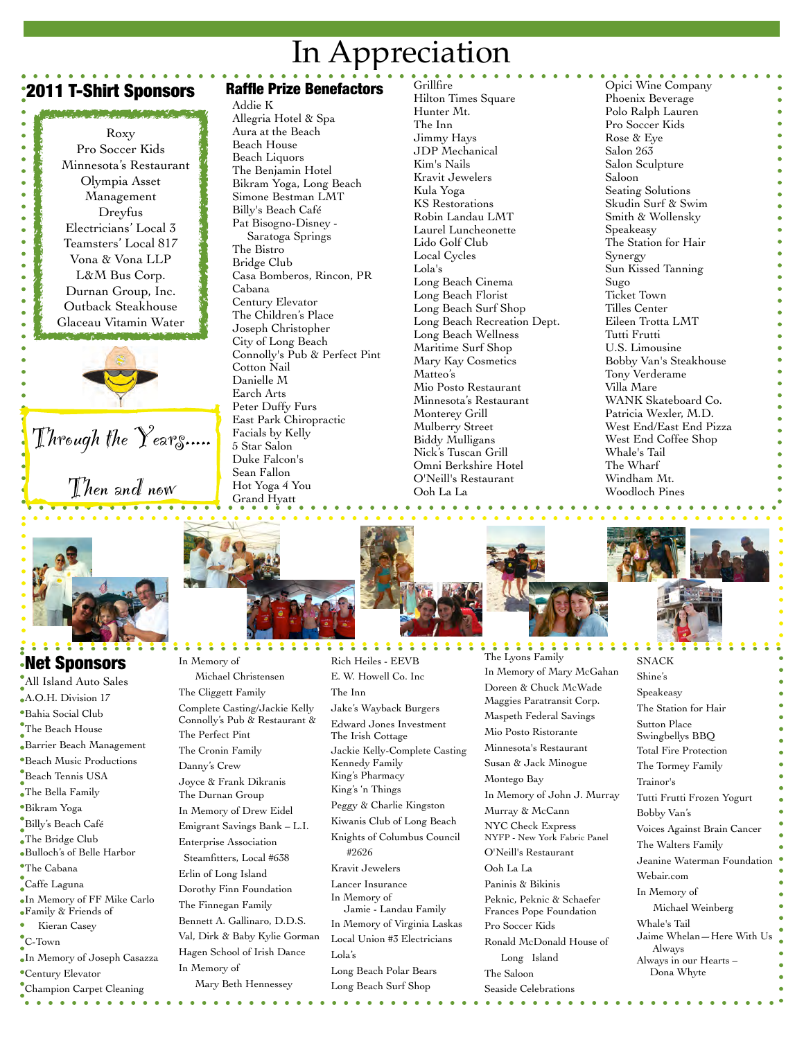# In Appreciation

## 2011 T-Shirt Sponsors

Roxy
Pro Soccer Kids
Minnesota's Restaurant
Olympia Asset Management
Dreyfus
Electricians' Local 3
Teamsters' Local 817
Vona & Vona LLP
L&M Bus Corp.
Durnan Group, Inc.
Outback Steakhouse
Glaceau Vitamin Water

*Through the Years.....*

*Then and now*

## Raffle Prize Benefactors

Addie K
Allegria Hotel & Spa
Aura at the Beach
Beach House
Beach Liquors
The Benjamin Hotel
Bikram Yoga, Long Beach
Simone Bestman LMT
Billy's Beach Café
Pat Bisogno-Disney - Saratoga Springs
The Bistro
Bridge Club
Casa Bomberos, Rincon, PR
Cabana
Century Elevator
The Children's Place
Joseph Christopher
City of Long Beach
Connolly's Pub & Perfect Pint
Cotton Nail
Danielle M
Earch Arts
Peter Duffy Furs
East Park Chiropractic
Facials by Kelly
5 Star Salon
Duke Falcon's
Sean Fallon
Hot Yoga 4 You
Grand Hyatt
Grillfire
Hilton Times Square
Hunter Mt.
The Inn
Jimmy Hays
JDP Mechanical
Kim's Nails
Kravit Jewelers
Kula Yoga
KS Restorations
Robin Landau LMT
Laurel Luncheonette
Lido Golf Club
Local Cycles
Lola's
Long Beach Cinema
Long Beach Florist
Long Beach Surf Shop
Long Beach Recreation Dept.
Long Beach Wellness
Maritime Surf Shop
Mary Kay Cosmetics
Matteo's
Mio Posto Restaurant
Minnesota's Restaurant
Monterey Grill
Mulberry Street
Biddy Mulligans
Nick's Tuscan Grill
Omni Berkshire Hotel
O'Neill's Restaurant
Ooh La La
Opici Wine Company
Phoenix Beverage
Polo Ralph Lauren
Pro Soccer Kids
Rose & Eye
Salon 263
Salon Sculpture
Saloon
Seating Solutions
Skudin Surf & Swim
Smith & Wollensky
Speakeasy
The Station for Hair
Synergy
Sun Kissed Tanning
Sugo
Ticket Town
Tilles Center
Eileen Trotta LMT
Tutti Frutti
U.S. Limousine
Bobby Van's Steakhouse
Tony Verderame
Villa Mare
WANK Skateboard Co.
Patricia Wexler, M.D.
West End/East End Pizza
West End Coffee Shop
Whale's Tail
The Wharf
Windham Mt.
Woodloch Pines

## Net Sponsors

- All Island Auto Sales
- A.O.H. Division 17
- Bahia Social Club
- The Beach House
- Barrier Beach Management
- Beach Music Productions
- Beach Tennis USA
- The Bella Family
- Bikram Yoga
- Billy's Beach Café
- The Bridge Club
- Bulloch's of Belle Harbor
- The Cabana
- Caffe Laguna
- In Memory of FF Mike Carlo
- Family & Friends of Kieran Casey
- C-Town
- In Memory of Joseph Casazza
- Century Elevator
- Champion Carpet Cleaning

In Memory of Michael Christensen
The Cliggett Family
Complete Casting/Jackie Kelly
Connolly's Pub & Restaurant & The Perfect Pint
The Cronin Family
Danny's Crew
Joyce & Frank Dikranis
The Durnan Group
In Memory of Drew Eidel
Emigrant Savings Bank – L.I.
Enterprise Association Steamfitters, Local #638
Erlin of Long Island
Dorothy Finn Foundation
The Finnegan Family
Bennett A. Gallinaro, D.D.S.
Val, Dirk & Baby Kylie Gorman
Hagen School of Irish Dance
In Memory of Mary Beth Hennessey
Rich Heiles - EEVB
E. W. Howell Co. Inc
The Inn
Jake's Wayback Burgers
Edward Jones Investment
The Irish Cottage
Jackie Kelly-Complete Casting
Kennedy Family
King's Pharmacy
King's 'n Things
Peggy & Charlie Kingston
Kiwanis Club of Long Beach
Knights of Columbus Council #2626
Kravit Jewelers
Lancer Insurance
In Memory of Jamie - Landau Family
In Memory of Virginia Laskas
Local Union #3 Electricians
Lola's
Long Beach Polar Bears
Long Beach Surf Shop
The Lyons Family
In Memory of Mary McGahan
Doreen & Chuck McWade
Maggies Paratransit Corp.
Maspeth Federal Savings
Mio Posto Ristorante
Minnesota's Restaurant
Susan & Jack Minogue
Montego Bay
In Memory of John J. Murray
Murray & McCann
NYC Check Express
NYFP - New York Fabric Panel
O'Neill's Restaurant
Ooh La La
Paninis & Bikinis
Peknic, Peknic & Schaefer
Frances Pope Foundation
Pro Soccer Kids
Ronald McDonald House of Long Island
The Saloon
Seaside Celebrations
SNACK
Shine's
Speakeasy
The Station for Hair
Sutton Place
Swingbellys BBQ
Total Fire Protection
The Tormey Family
Trainor's
Tutti Frutti Frozen Yogurt
Bobby Van's
Voices Against Brain Cancer
The Walters Family
Jeanine Waterman Foundation
Webair.com
In Memory of Michael Weinberg
Whale's Tail
Jaime Whelan—Here With Us Always
Always in our Hearts – Dona Whyte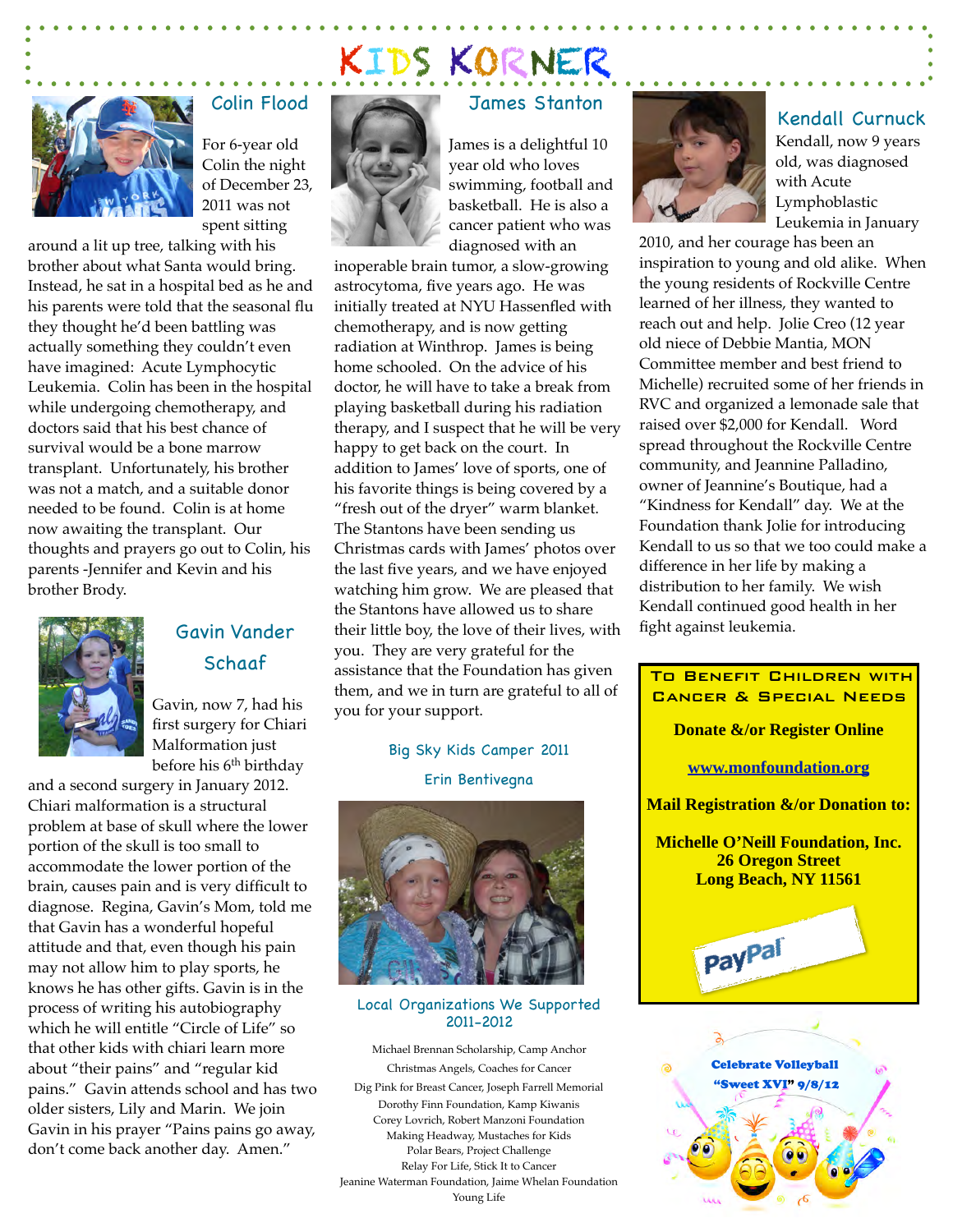# KIDS KORNER

## Colin Flood

For 6-year old Colin the night of December 23, 2011 was not spent sitting around a lit up tree, talking with his brother about what Santa would bring. Instead, he sat in a hospital bed as he and his parents were told that the seasonal flu they thought he'd been battling was actually something they couldn't even have imagined: Acute Lymphocytic Leukemia. Colin has been in the hospital while undergoing chemotherapy, and doctors said that his best chance of survival would be a bone marrow transplant. Unfortunately, his brother was not a match, and a suitable donor needed to be found. Colin is at home now awaiting the transplant. Our thoughts and prayers go out to Colin, his parents -Jennifer and Kevin and his brother Brody.

## Gavin Vander Schaaf

Gavin, now 7, had his first surgery for Chiari Malformation just before his 6th birthday and a second surgery in January 2012. Chiari malformation is a structural problem at base of skull where the lower portion of the skull is too small to accommodate the lower portion of the brain, causes pain and is very difficult to diagnose. Regina, Gavin's Mom, told me that Gavin has a wonderful hopeful attitude and that, even though his pain may not allow him to play sports, he knows he has other gifts. Gavin is in the process of writing his autobiography which he will entitle "Circle of Life" so that other kids with chiari learn more about "their pains" and "regular kid pains." Gavin attends school and has two older sisters, Lily and Marin. We join Gavin in his prayer "Pains pains go away, don't come back another day. Amen."

## James Stanton

James is a delightful 10 year old who loves swimming, football and basketball. He is also a cancer patient who was diagnosed with an inoperable brain tumor, a slow-growing astrocytoma, five years ago. He was initially treated at NYU Hassenfled with chemotherapy, and is now getting radiation at Winthrop. James is being home schooled. On the advice of his doctor, he will have to take a break from playing basketball during his radiation therapy, and I suspect that he will be very happy to get back on the court. In addition to James' love of sports, one of his favorite things is being covered by a "fresh out of the dryer" warm blanket. The Stantons have been sending us Christmas cards with James' photos over the last five years, and we have enjoyed watching him grow. We are pleased that the Stantons have allowed us to share their little boy, the love of their lives, with you. They are very grateful for the assistance that the Foundation has given them, and we in turn are grateful to all of you for your support.

Big Sky Kids Camper 2011

Erin Bentivegna

## Local Organizations We Supported 2011-2012

Michael Brennan Scholarship, Camp Anchor
Christmas Angels, Coaches for Cancer
Dig Pink for Breast Cancer, Joseph Farrell Memorial
Dorothy Finn Foundation, Kamp Kiwanis
Corey Lovrich, Robert Manzoni Foundation
Making Headway, Mustaches for Kids
Polar Bears, Project Challenge
Relay For Life, Stick It to Cancer
Jeanine Waterman Foundation, Jaime Whelan Foundation
Young Life

## Kendall Curnuck

Kendall, now 9 years old, was diagnosed with Acute Lymphoblastic Leukemia in January 2010, and her courage has been an inspiration to young and old alike. When the young residents of Rockville Centre learned of her illness, they wanted to reach out and help. Jolie Creo (12 year old niece of Debbie Mantia, MON Committee member and best friend to Michelle) recruited some of her friends in RVC and organized a lemonade sale that raised over $2,000 for Kendall. Word spread throughout the Rockville Centre community, and Jeannine Palladino, owner of Jeannine's Boutique, had a "Kindness for Kendall" day. We at the Foundation thank Jolie for introducing Kendall to us so that we too could make a difference in her life by making a distribution to her family. We wish Kendall continued good health in her fight against leukemia.

**To Benefit Children with Cancer & Special Needs**

**Donate &/or Register Online**

**www.monfoundation.org**

**Mail Registration &/or Donation to:**

**Michelle O'Neill Foundation, Inc.**
**26 Oregon Street**
**Long Beach, NY 11561**

PayPal

**Celebrate Volleyball "Sweet XVI" 9/8/12**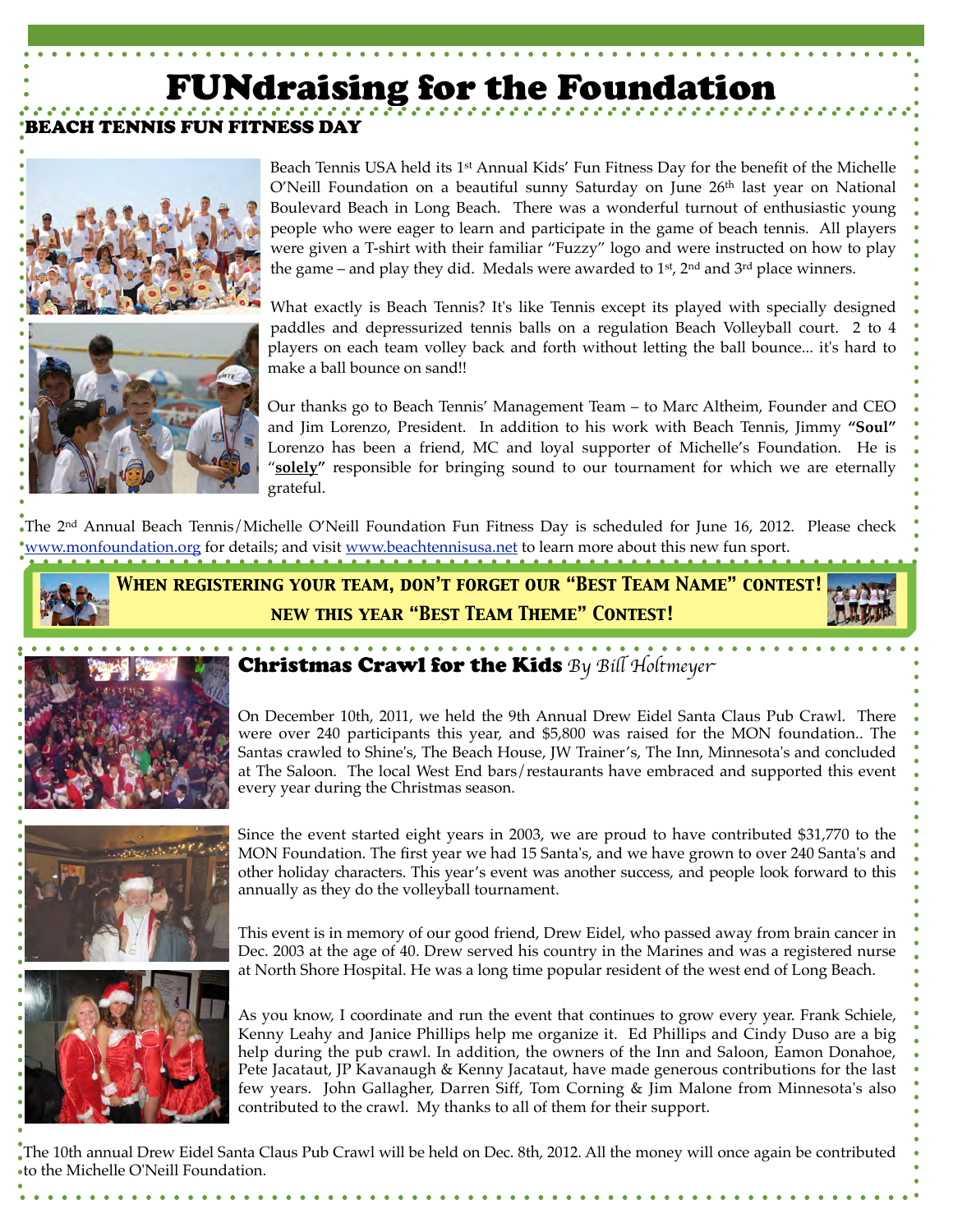# FUNdraising for the Foundation

## BEACH TENNIS FUN FITNESS DAY

Beach Tennis USA held its 1st Annual Kids' Fun Fitness Day for the benefit of the Michelle O'Neill Foundation on a beautiful sunny Saturday on June 26th last year on National Boulevard Beach in Long Beach. There was a wonderful turnout of enthusiastic young people who were eager to learn and participate in the game of beach tennis. All players were given a T-shirt with their familiar "Fuzzy" logo and were instructed on how to play the game – and play they did. Medals were awarded to 1st, 2nd and 3rd place winners.

What exactly is Beach Tennis? It's like Tennis except its played with specially designed paddles and depressurized tennis balls on a regulation Beach Volleyball court. 2 to 4 players on each team volley back and forth without letting the ball bounce... it's hard to make a ball bounce on sand!!

Our thanks go to Beach Tennis' Management Team – to Marc Altheim, Founder and CEO and Jim Lorenzo, President. In addition to his work with Beach Tennis, Jimmy **"Soul"** Lorenzo has been a friend, MC and loyal supporter of Michelle's Foundation. He is "**solely"** responsible for bringing sound to our tournament for which we are eternally grateful.

The 2nd Annual Beach Tennis/Michelle O'Neill Foundation Fun Fitness Day is scheduled for June 16, 2012. Please check www.monfoundation.org for details; and visit www.beachtennisusa.net to learn more about this new fun sport.

**When registering your team, don't forget our "Best Team Name" contest!**
**new this year "Best Team Theme" Contest!**

## Christmas Crawl for the Kids *By Bill Holtmeyer*

On December 10th, 2011, we held the 9th Annual Drew Eidel Santa Claus Pub Crawl. There were over 240 participants this year, and $5,800 was raised for the MON foundation.. The Santas crawled to Shine's, The Beach House, JW Trainer's, The Inn, Minnesota's and concluded at The Saloon. The local West End bars/restaurants have embraced and supported this event every year during the Christmas season.

Since the event started eight years in 2003, we are proud to have contributed $31,770 to the MON Foundation. The first year we had 15 Santa's, and we have grown to over 240 Santa's and other holiday characters. This year's event was another success, and people look forward to this annually as they do the volleyball tournament.

This event is in memory of our good friend, Drew Eidel, who passed away from brain cancer in Dec. 2003 at the age of 40. Drew served his country in the Marines and was a registered nurse at North Shore Hospital. He was a long time popular resident of the west end of Long Beach.

As you know, I coordinate and run the event that continues to grow every year. Frank Schiele, Kenny Leahy and Janice Phillips help me organize it. Ed Phillips and Cindy Duso are a big help during the pub crawl. In addition, the owners of the Inn and Saloon, Eamon Donahoe, Pete Jacataut, JP Kavanaugh & Kenny Jacataut, have made generous contributions for the last few years. John Gallagher, Darren Siff, Tom Corning & Jim Malone from Minnesota's also contributed to the crawl. My thanks to all of them for their support.

The 10th annual Drew Eidel Santa Claus Pub Crawl will be held on Dec. 8th, 2012. All the money will once again be contributed to the Michelle O'Neill Foundation.